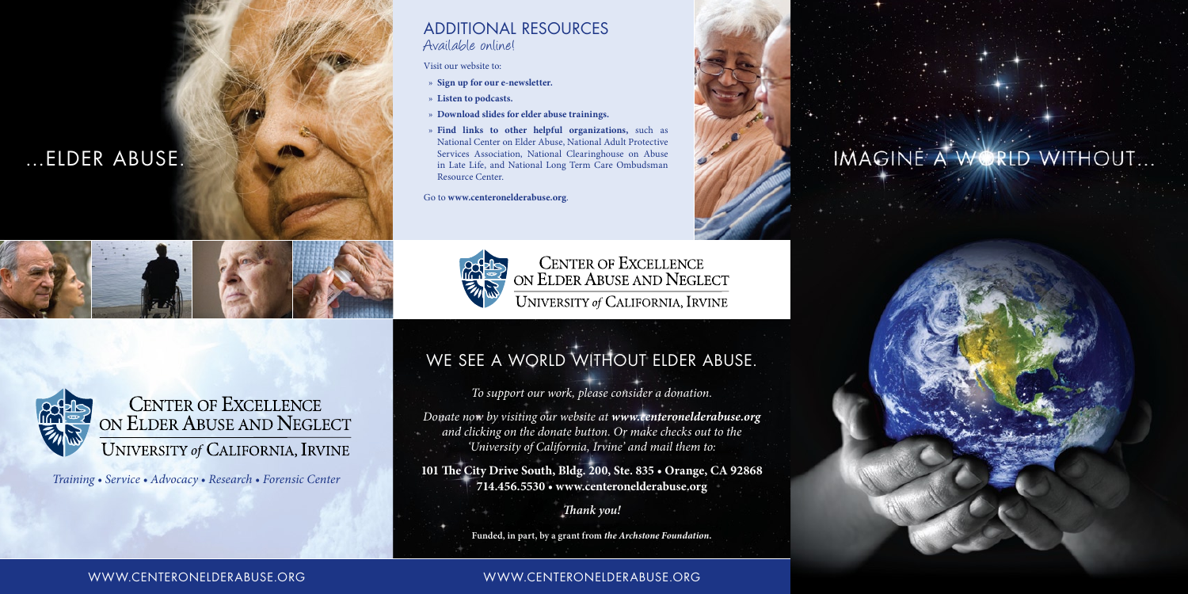...ELDER ABUSE.

## ADDITIONAL RESOURCES
Available online!

Visit our website to:

- **Sign up for our e-newsletter.**
- **Listen to podcasts.**
- **Download slides for elder abuse trainings.**
- **Find links to other helpful organizations,** such as National Center on Elder Abuse, National Adult Protective Services Association, National Clearinghouse on Abuse in Late Life, and National Long Term Care Ombudsman Resource Center.

Go to **www.centeronelderabuse.org**.

CENTER OF EXCELLENCE ON ELDER ABUSE AND NEGLECT
UNIVERSITY *of* CALIFORNIA, IRVINE

IMAGINE A WORLD WITHOUT...

CENTER OF EXCELLENCE ON ELDER ABUSE AND NEGLECT
UNIVERSITY *of* CALIFORNIA, IRVINE

*Training • Service • Advocacy • Research • Forensic Center*

## WE SEE A WORLD WITHOUT ELDER ABUSE.

*To support our work, please consider a donation.*

*Donate now by visiting our website at* ***www.centeronelderabuse.org*** *and clicking on the donate button. Or make checks out to the 'University of California, Irvine' and mail them to:*

**101 The City Drive South, Bldg. 200, Ste. 835 • Orange, CA 92868**
**714.456.5530 • www.centeronelderabuse.org**

***Thank you!***

**Funded, in part, by a grant from *the Archstone Foundation*.**

WWW.CENTERONELDERABUSE.ORG

WWW.CENTERONELDERABUSE.ORG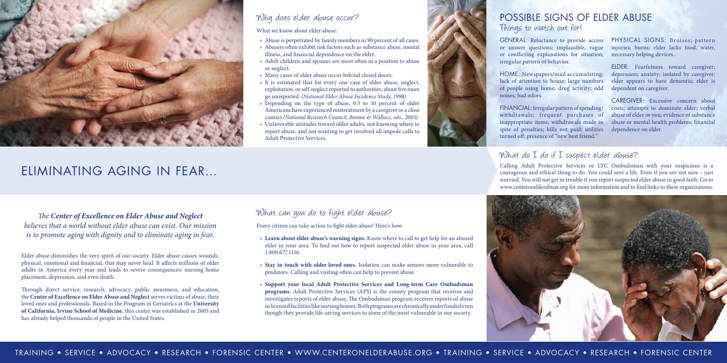# ELIMINATING AGING IN FEAR...

*The **Center of Excellence on Elder Abuse and Neglect** believes that a world without elder abuse can exist. Our mission is to promote aging with dignity and to eliminate aging in fear.*

Elder abuse diminishes the very spirit of our society. Elder abuse causes wounds, physical, emotional and financial, that may never heal. It affects millions of older adults in America every year and leads to severe consequences: nursing home placement, depression, and even death.

Through direct service, research, advocacy, public awareness, and education, the **Center of Excellence on Elder Abuse and Neglect** serves victims of abuse, their loved ones and professionals. Based in the Program in Geriatrics at the **University of California, Irvine School of Medicine**, this center was established in 2005 and has already helped thousands of people in the United States.

## Why does elder abuse occur?

What we know about elder abuse:

- Abuse is perpetrated by family members in 90 percent of all cases.
- Abusers often exhibit risk factors such as substance abuse, mental illness, and financial dependence on the elder.
- Adult children and spouses are most often in a position to abuse or neglect.
- Many cases of elder abuse occur behind closed doors.
- It is estimated that for every one case of elder abuse, neglect, exploitation, or self-neglect reported to authorities, about five more go unreported. *(National Elder Abuse Incidence Study, 1998)*
- Depending on the type of abuse, 0.5 to 10 percent of older Americans have experienced mistreatment by a caregiver or a close contact *(National Research Council, Bonnie & Wallace, eds., 2003).*
- Unfavorable attitudes toward older adults, not knowing where to report abuse, and not wanting to get involved all impede calls to Adult Protective Services.

## What can you do to fight elder abuse?

Every citizen can take action to fight elder abuse! Here's how:

- **Learn about elder abuse's warning signs.** Know where to call to get help for an abused elder in your area. To find out how to report suspected elder abuse in your area, call 1.800.677.1116.
- **Stay in touch with older loved ones.** Isolation can make seniors more vulnerable to predators. Calling and visiting often can help to prevent abuse.
- **Support your local Adult Protective Services and Long-term Care Ombudsman programs.** Adult Protective Services (APS) is the county program that receives and investigates reports of elder abuse. The Ombudsman program receives reports of abuse in licensed facilities like nursing homes. Both programs are chronically underfunded even though they provide life-saving services to some of the most vulnerable in our society.

## POSSIBLE SIGNS OF ELDER ABUSE

### Things to watch out for!

GENERAL: Reluctance to provide access or answer questions; implausible, vague or conflicting explanations for situation; irregular pattern of behavior.

HOME: Newspapers/mail accumulating; lack of attention to house; large numbers of people using home; drug activity; odd noises, bad odors.

FINANCIAL: Irregular pattern of spending/withdrawals; frequent purchases of inappropriate items; withdrawals made in spite of penalties; bills not paid; utilities turned off; presence of "new best friend."

PHYSICAL SIGNS: Bruises; pattern injuries; burns; elder lacks food, water, necessary helping devices.

ELDER: Fearfulness toward caregiver; depression; anxiety; isolated by caregiver; elder appears to have dementia; elder is dependent on caregiver.

CAREGIVER: Excessive concern about costs; attempts to dominate elder; verbal abuse of elder or you; evidence of substance abuse or mental health problems; financial dependence on elder.

## What do I do if I suspect elder abuse?

Calling Adult Protective Services or LTC Ombudsman with your suspicions is a courageous and ethical thing to do. You could save a life. Even if you are not sure – just worried. You will not get in trouble if you report suspected elder abuse in good faith. Go to www.centeronelderabuse.org for more information and to find links to these organizations.

TRAINING • SERVICE • ADVOCACY • RESEARCH • FORENSIC CENTER • WWW.CENTERONELDERABUSE.ORG • TRAINING • SERVICE • ADVOCACY • RESEARCH • FORENSIC CENTER